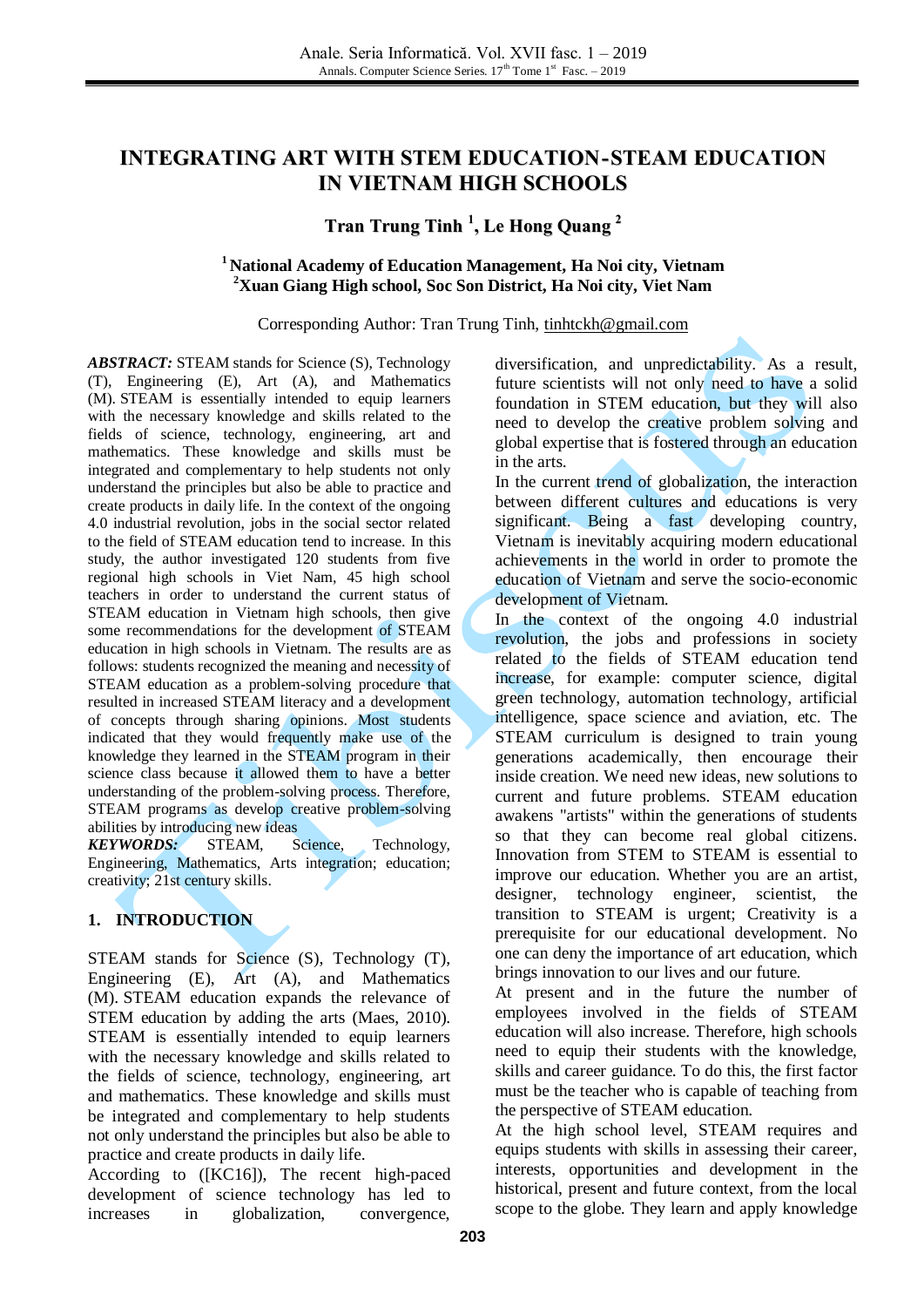# INTEGRATING ART WITH STEM EDUCATION-STEAM EDUCATION IN VIETNAM HIGH SCHOOLS

**Tran Trung Tinh [1], Le Hong Quang [2]**

**[1] National Academy of Education Management, Ha Noi city, Vietnam**
**[2] Xuan Giang High school, Soc Son District, Ha Noi city, Viet Nam**

Corresponding Author: Tran Trung Tinh, tinhtckh@gmail.com

***ABSTRACT:*** STEAM stands for Science (S), Technology (T), Engineering (E), Art (A), and Mathematics (M). STEAM is essentially intended to equip learners with the necessary knowledge and skills related to the fields of science, technology, engineering, art and mathematics. These knowledge and skills must be integrated and complementary to help students not only understand the principles but also be able to practice and create products in daily life. In the context of the ongoing 4.0 industrial revolution, jobs in the social sector related to the field of STEAM education tend to increase. In this study, the author investigated 120 students from five regional high schools in Viet Nam, 45 high school teachers in order to understand the current status of STEAM education in Vietnam high schools, then give some recommendations for the development of STEAM education in high schools in Vietnam. The results are as follows: students recognized the meaning and necessity of STEAM education as a problem-solving procedure that resulted in increased STEAM literacy and a development of concepts through sharing opinions. Most students indicated that they would frequently make use of the knowledge they learned in the STEAM program in their science class because it allowed them to have a better understanding of the problem-solving process. Therefore, STEAM programs as develop creative problem-solving abilities by introducing new ideas

***KEYWORDS:*** STEAM, Science, Technology, Engineering, Mathematics, Arts integration; education; creativity; 21st century skills.

## 1. INTRODUCTION

STEAM stands for Science (S), Technology (T), Engineering (E), Art (A), and Mathematics (M). STEAM education expands the relevance of STEM education by adding the arts (Maes, 2010). STEAM is essentially intended to equip learners with the necessary knowledge and skills related to the fields of science, technology, engineering, art and mathematics. These knowledge and skills must be integrated and complementary to help students not only understand the principles but also be able to practice and create products in daily life.

According to ([KC16]), The recent high-paced development of science technology has led to increases in globalization, convergence, diversification, and unpredictability. As a result, future scientists will not only need to have a solid foundation in STEM education, but they will also need to develop the creative problem solving and global expertise that is fostered through an education in the arts.

In the current trend of globalization, the interaction between different cultures and educations is very significant. Being a fast developing country, Vietnam is inevitably acquiring modern educational achievements in the world in order to promote the education of Vietnam and serve the socio-economic development of Vietnam.

In the context of the ongoing 4.0 industrial revolution, the jobs and professions in society related to the fields of STEAM education tend increase, for example: computer science, digital green technology, automation technology, artificial intelligence, space science and aviation, etc. The STEAM curriculum is designed to train young generations academically, then encourage their inside creation. We need new ideas, new solutions to current and future problems. STEAM education awakens "artists" within the generations of students so that they can become real global citizens. Innovation from STEM to STEAM is essential to improve our education. Whether you are an artist, designer, technology engineer, scientist, the transition to STEAM is urgent; Creativity is a prerequisite for our educational development. No one can deny the importance of art education, which brings innovation to our lives and our future.

At present and in the future the number of employees involved in the fields of STEAM education will also increase. Therefore, high schools need to equip their students with the knowledge, skills and career guidance. To do this, the first factor must be the teacher who is capable of teaching from the perspective of STEAM education.

At the high school level, STEAM requires and equips students with skills in assessing their career, interests, opportunities and development in the historical, present and future context, from the local scope to the globe. They learn and apply knowledge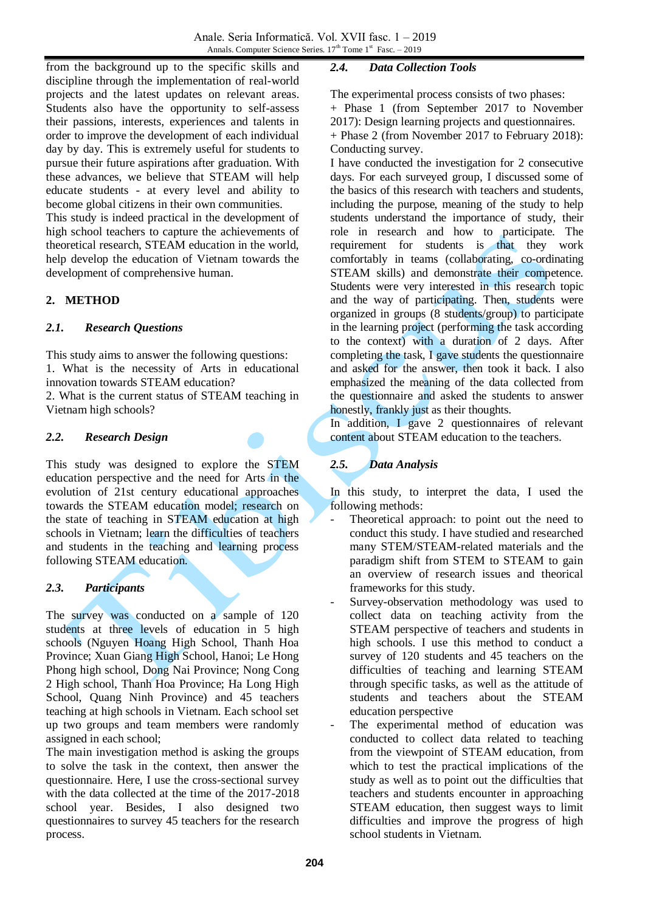from the background up to the specific skills and discipline through the implementation of real-world projects and the latest updates on relevant areas. Students also have the opportunity to self-assess their passions, interests, experiences and talents in order to improve the development of each individual day by day. This is extremely useful for students to pursue their future aspirations after graduation. With these advances, we believe that STEAM will help educate students - at every level and ability to become global citizens in their own communities.

This study is indeed practical in the development of high school teachers to capture the achievements of theoretical research, STEAM education in the world, help develop the education of Vietnam towards the development of comprehensive human.

## 2. METHOD

### *2.1. Research Questions*

This study aims to answer the following questions:

1. What is the necessity of Arts in educational innovation towards STEAM education?
2. What is the current status of STEAM teaching in Vietnam high schools?

### *2.2. Research Design*

This study was designed to explore the STEM education perspective and the need for Arts in the evolution of 21st century educational approaches towards the STEAM education model; research on the state of teaching in STEAM education at high schools in Vietnam; learn the difficulties of teachers and students in the teaching and learning process following STEAM education.

### *2.3. Participants*

The survey was conducted on a sample of 120 students at three levels of education in 5 high schools (Nguyen Hoang High School, Thanh Hoa Province; Xuan Giang High School, Hanoi; Le Hong Phong high school, Dong Nai Province; Nong Cong 2 High school, Thanh Hoa Province; Ha Long High School, Quang Ninh Province) and 45 teachers teaching at high schools in Vietnam. Each school set up two groups and team members were randomly assigned in each school;

The main investigation method is asking the groups to solve the task in the context, then answer the questionnaire. Here, I use the cross-sectional survey with the data collected at the time of the 2017-2018 school year. Besides, I also designed two questionnaires to survey 45 teachers for the research process.

### *2.4. Data Collection Tools*

The experimental process consists of two phases:

+ Phase 1 (from September 2017 to November 2017): Design learning projects and questionnaires.

+ Phase 2 (from November 2017 to February 2018): Conducting survey.

I have conducted the investigation for 2 consecutive days. For each surveyed group, I discussed some of the basics of this research with teachers and students, including the purpose, meaning of the study to help students understand the importance of study, their role in research and how to participate. The requirement for students is that they work comfortably in teams (collaborating, co-ordinating STEAM skills) and demonstrate their competence. Students were very interested in this research topic and the way of participating. Then, students were organized in groups (8 students/group) to participate in the learning project (performing the task according to the context) with a duration of 2 days. After completing the task, I gave students the questionnaire and asked for the answer, then took it back. I also emphasized the meaning of the data collected from the questionnaire and asked the students to answer honestly, frankly just as their thoughts.

In addition, I gave 2 questionnaires of relevant content about STEAM education to the teachers.

### *2.5. Data Analysis*

In this study, to interpret the data, I used the following methods:

- Theoretical approach: to point out the need to conduct this study. I have studied and researched many STEM/STEAM-related materials and the paradigm shift from STEM to STEAM to gain an overview of research issues and theorical frameworks for this study.
- Survey-observation methodology was used to collect data on teaching activity from the STEAM perspective of teachers and students in high schools. I use this method to conduct a survey of 120 students and 45 teachers on the difficulties of teaching and learning STEAM through specific tasks, as well as the attitude of students and teachers about the STEAM education perspective
- The experimental method of education was conducted to collect data related to teaching from the viewpoint of STEAM education, from which to test the practical implications of the study as well as to point out the difficulties that teachers and students encounter in approaching STEAM education, then suggest ways to limit difficulties and improve the progress of high school students in Vietnam.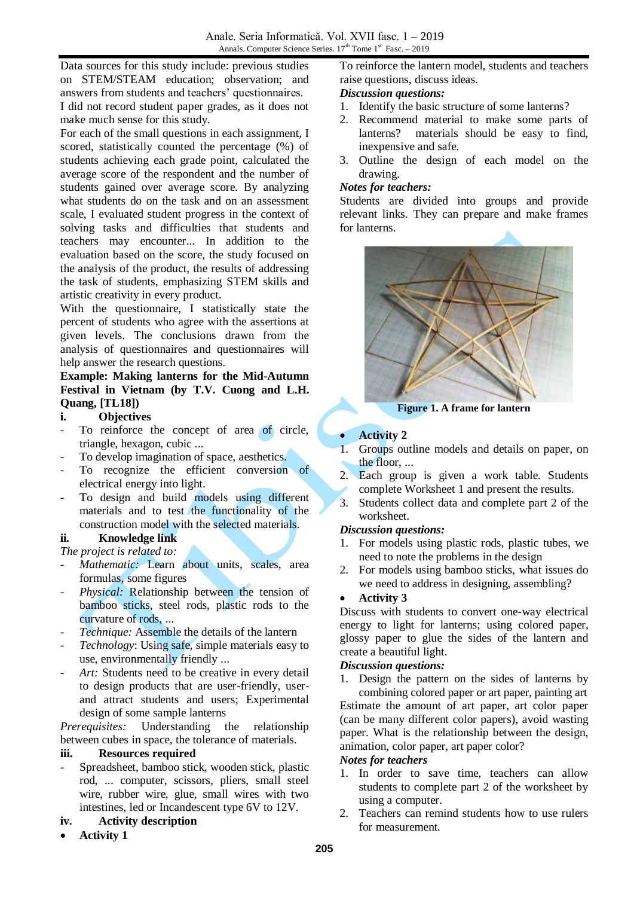Data sources for this study include: previous studies on STEM/STEAM education; observation; and answers from students and teachers' questionnaires.

I did not record student paper grades, as it does not make much sense for this study.

For each of the small questions in each assignment, I scored, statistically counted the percentage (%) of students achieving each grade point, calculated the average score of the respondent and the number of students gained over average score. By analyzing what students do on the task and on an assessment scale, I evaluated student progress in the context of solving tasks and difficulties that students and teachers may encounter... In addition to the evaluation based on the score, the study focused on the analysis of the product, the results of addressing the task of students, emphasizing STEM skills and artistic creativity in every product.

With the questionnaire, I statistically state the percent of students who agree with the assertions at given levels. The conclusions drawn from the analysis of questionnaires and questionnaires will help answer the research questions.

**Example: Making lanterns for the Mid-Autumn Festival in Vietnam (by T.V. Cuong and L.H. Quang, [TL18])**

**i. Objectives**

- To reinforce the concept of area of circle, triangle, hexagon, cubic ...
- To develop imagination of space, aesthetics.
- To recognize the efficient conversion of electrical energy into light.
- To design and build models using different materials and to test the functionality of the construction model with the selected materials.

**ii. Knowledge link**

*The project is related to:*

- *Mathematic:* Learn about units, scales, area formulas, some figures
- *Physical:* Relationship between the tension of bamboo sticks, steel rods, plastic rods to the curvature of rods, ...
- *Technique:* Assemble the details of the lantern
- *Technology*: Using safe, simple materials easy to use, environmentally friendly ...
- *Art:* Students need to be creative in every detail to design products that are user-friendly, user- and attract students and users; Experimental design of some sample lanterns

*Prerequisites:* Understanding the relationship between cubes in space, the tolerance of materials.

**iii. Resources required**

- Spreadsheet, bamboo stick, wooden stick, plastic rod, ... computer, scissors, pliers, small steel wire, rubber wire, glue, small wires with two intestines, led or Incandescent type 6V to 12V.

**iv. Activity description**

- **Activity 1**

To reinforce the lantern model, students and teachers raise questions, discuss ideas.

***Discussion questions:***

1. Identify the basic structure of some lanterns?
2. Recommend material to make some parts of lanterns? materials should be easy to find, inexpensive and safe.
3. Outline the design of each model on the drawing.

***Notes for teachers:***

Students are divided into groups and provide relevant links. They can prepare and make frames for lanterns.

**Figure 1. A frame for lantern**

- **Activity 2**

1. Groups outline models and details on paper, on the floor, ...
2. Each group is given a work table. Students complete Worksheet 1 and present the results.
3. Students collect data and complete part 2 of the worksheet.

***Discussion questions:***

1. For models using plastic rods, plastic tubes, we need to note the problems in the design
2. For models using bamboo sticks, what issues do we need to address in designing, assembling?

- **Activity 3**

Discuss with students to convert one-way electrical energy to light for lanterns; using colored paper, glossy paper to glue the sides of the lantern and create a beautiful light.

***Discussion questions:***

1. Design the pattern on the sides of lanterns by combining colored paper or art paper, painting art

Estimate the amount of art paper, art color paper (can be many different color papers), avoid wasting paper. What is the relationship between the design, animation, color paper, art paper color?

***Notes for teachers***

1. In order to save time, teachers can allow students to complete part 2 of the worksheet by using a computer.
2. Teachers can remind students how to use rulers for measurement.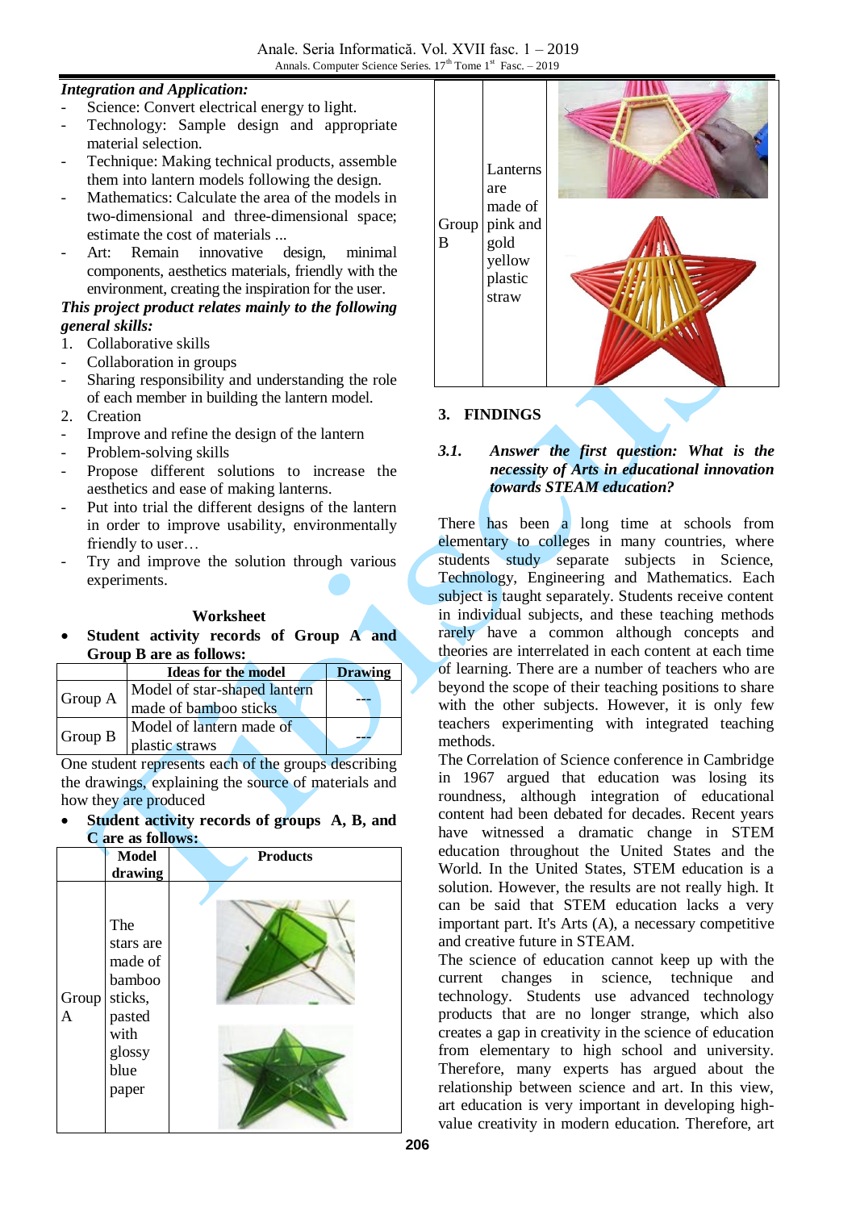*Integration and Application:*

- Science: Convert electrical energy to light.
- Technology: Sample design and appropriate material selection.
- Technique: Making technical products, assemble them into lantern models following the design.
- Mathematics: Calculate the area of the models in two-dimensional and three-dimensional space; estimate the cost of materials ...
- Art: Remain innovative design, minimal components, aesthetics materials, friendly with the environment, creating the inspiration for the user.

***This project product relates mainly to the following general skills:***

1. Collaborative skills
- Collaboration in groups
- Sharing responsibility and understanding the role of each member in building the lantern model.
2. Creation
- Improve and refine the design of the lantern
- Problem-solving skills
- Propose different solutions to increase the aesthetics and ease of making lanterns.
- Put into trial the different designs of the lantern in order to improve usability, environmentally friendly to user…
- Try and improve the solution through various experiments.

**Worksheet**

- **Student activity records of Group A and Group B are as follows:**

| | Ideas for the model | Drawing |
|---|---|---|
| Group A | Model of star-shaped lantern made of bamboo sticks | --- |
| Group B | Model of lantern made of plastic straws | --- |

One student represents each of the groups describing the drawings, explaining the source of materials and how they are produced

- **Student activity records of groups A, B, and C are as follows:**

| | Model drawing | Products |
|---|---|---|
| Group A | The stars are made of bamboo sticks, pasted with glossy blue paper | |
| Group B | Lanterns are made of pink and gold yellow plastic straw | |

## 3. FINDINGS

### *3.1. Answer the first question: What is the necessity of Arts in educational innovation towards STEAM education?*

There has been a long time at schools from elementary to colleges in many countries, where students study separate subjects in Science, Technology, Engineering and Mathematics. Each subject is taught separately. Students receive content in individual subjects, and these teaching methods rarely have a common although concepts and theories are interrelated in each content at each time of learning. There are a number of teachers who are beyond the scope of their teaching positions to share with the other subjects. However, it is only few teachers experimenting with integrated teaching methods.

The Correlation of Science conference in Cambridge in 1967 argued that education was losing its roundness, although integration of educational content had been debated for decades. Recent years have witnessed a dramatic change in STEM education throughout the United States and the World. In the United States, STEM education is a solution. However, the results are not really high. It can be said that STEM education lacks a very important part. It's Arts (A), a necessary competitive and creative future in STEAM.

The science of education cannot keep up with the current changes in science, technique and technology. Students use advanced technology products that are no longer strange, which also creates a gap in creativity in the science of education from elementary to high school and university. Therefore, many experts has argued about the relationship between science and art. In this view, art education is very important in developing high-value creativity in modern education. Therefore, art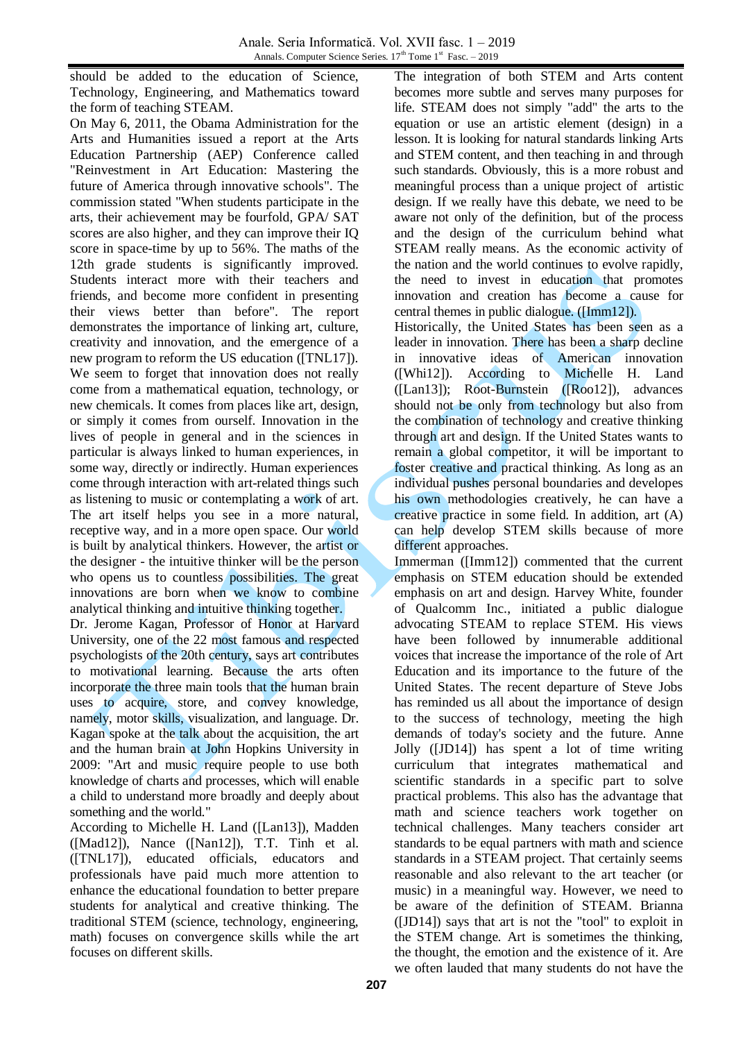should be added to the education of Science, Technology, Engineering, and Mathematics toward the form of teaching STEAM.

On May 6, 2011, the Obama Administration for the Arts and Humanities issued a report at the Arts Education Partnership (AEP) Conference called "Reinvestment in Art Education: Mastering the future of America through innovative schools". The commission stated "When students participate in the arts, their achievement may be fourfold, GPA/ SAT scores are also higher, and they can improve their IQ score in space-time by up to 56%. The maths of the 12th grade students is significantly improved. Students interact more with their teachers and friends, and become more confident in presenting their views better than before". The report demonstrates the importance of linking art, culture, creativity and innovation, and the emergence of a new program to reform the US education ([TNL17]).

We seem to forget that innovation does not really come from a mathematical equation, technology, or new chemicals. It comes from places like art, design, or simply it comes from ourself. Innovation in the lives of people in general and in the sciences in particular is always linked to human experiences, in some way, directly or indirectly. Human experiences come through interaction with art-related things such as listening to music or contemplating a work of art. The art itself helps you see in a more natural, receptive way, and in a more open space. Our world is built by analytical thinkers. However, the artist or the designer - the intuitive thinker will be the person who opens us to countless possibilities. The great innovations are born when we know to combine analytical thinking and intuitive thinking together.

Dr. Jerome Kagan, Professor of Honor at Harvard University, one of the 22 most famous and respected psychologists of the 20th century, says art contributes to motivational learning. Because the arts often incorporate the three main tools that the human brain uses to acquire, store, and convey knowledge, namely, motor skills, visualization, and language. Dr. Kagan spoke at the talk about the acquisition, the art and the human brain at John Hopkins University in 2009: "Art and music require people to use both knowledge of charts and processes, which will enable a child to understand more broadly and deeply about something and the world."

According to Michelle H. Land ([Lan13]), Madden ([Mad12]), Nance ([Nan12]), T.T. Tinh et al. ([TNL17]), educated officials, educators and professionals have paid much more attention to enhance the educational foundation to better prepare students for analytical and creative thinking. The traditional STEM (science, technology, engineering, math) focuses on convergence skills while the art focuses on different skills.

The integration of both STEM and Arts content becomes more subtle and serves many purposes for life. STEAM does not simply "add" the arts to the equation or use an artistic element (design) in a lesson. It is looking for natural standards linking Arts and STEM content, and then teaching in and through such standards. Obviously, this is a more robust and meaningful process than a unique project of artistic design. If we really have this debate, we need to be aware not only of the definition, but of the process and the design of the curriculum behind what STEAM really means. As the economic activity of the nation and the world continues to evolve rapidly, the need to invest in education that promotes innovation and creation has become a cause for central themes in public dialogue. ([Imm12]).

Historically, the United States has been seen as a leader in innovation. There has been a sharp decline in innovative ideas of American innovation ([Whi12]). According to Michelle H. Land ([Lan13]); Root-Burnstein ([Roo12]), advances should not be only from technology but also from the combination of technology and creative thinking through art and design. If the United States wants to remain a global competitor, it will be important to foster creative and practical thinking. As long as an individual pushes personal boundaries and developes his own methodologies creatively, he can have a creative practice in some field. In addition, art (A) can help develop STEM skills because of more different approaches.

Immerman ([Imm12]) commented that the current emphasis on STEM education should be extended emphasis on art and design. Harvey White, founder of Qualcomm Inc., initiated a public dialogue advocating STEAM to replace STEM. His views have been followed by innumerable additional voices that increase the importance of the role of Art Education and its importance to the future of the United States. The recent departure of Steve Jobs has reminded us all about the importance of design to the success of technology, meeting the high demands of today's society and the future. Anne Jolly ([JD14]) has spent a lot of time writing curriculum that integrates mathematical and scientific standards in a specific part to solve practical problems. This also has the advantage that math and science teachers work together on technical challenges. Many teachers consider art standards to be equal partners with math and science standards in a STEAM project. That certainly seems reasonable and also relevant to the art teacher (or music) in a meaningful way. However, we need to be aware of the definition of STEAM. Brianna ([JD14]) says that art is not the "tool" to exploit in the STEM change. Art is sometimes the thinking, the thought, the emotion and the existence of it. Are we often lauded that many students do not have the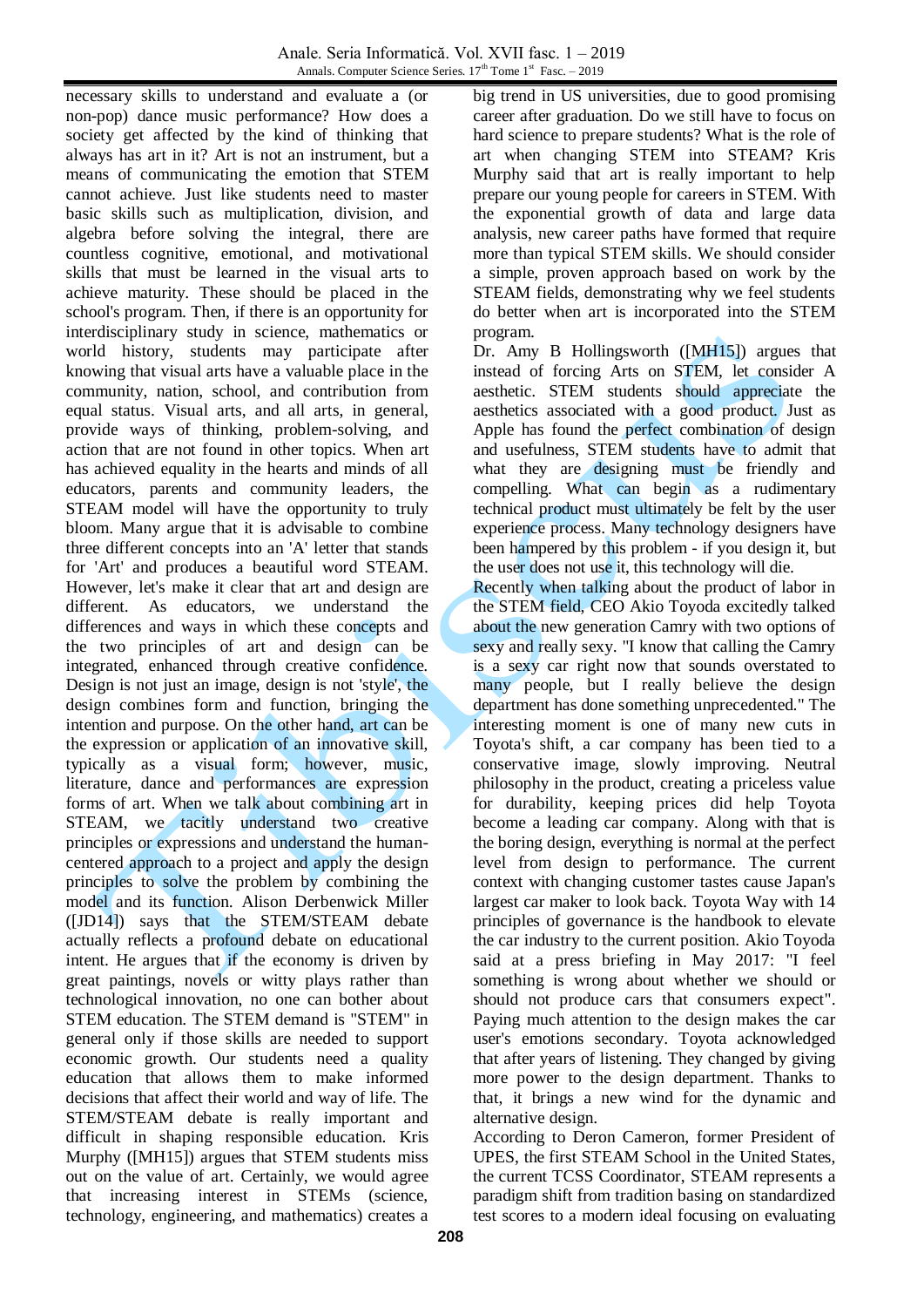necessary skills to understand and evaluate a (or non-pop) dance music performance? How does a society get affected by the kind of thinking that always has art in it? Art is not an instrument, but a means of communicating the emotion that STEM cannot achieve. Just like students need to master basic skills such as multiplication, division, and algebra before solving the integral, there are countless cognitive, emotional, and motivational skills that must be learned in the visual arts to achieve maturity. These should be placed in the school's program. Then, if there is an opportunity for interdisciplinary study in science, mathematics or world history, students may participate after knowing that visual arts have a valuable place in the community, nation, school, and contribution from equal status. Visual arts, and all arts, in general, provide ways of thinking, problem-solving, and action that are not found in other topics. When art has achieved equality in the hearts and minds of all educators, parents and community leaders, the STEAM model will have the opportunity to truly bloom. Many argue that it is advisable to combine three different concepts into an 'A' letter that stands for 'Art' and produces a beautiful word STEAM. However, let's make it clear that art and design are different. As educators, we understand the differences and ways in which these concepts and the two principles of art and design can be integrated, enhanced through creative confidence. Design is not just an image, design is not 'style', the design combines form and function, bringing the intention and purpose. On the other hand, art can be the expression or application of an innovative skill, typically as a visual form; however, music, literature, dance and performances are expression forms of art. When we talk about combining art in STEAM, we tacitly understand two creative principles or expressions and understand the human-centered approach to a project and apply the design principles to solve the problem by combining the model and its function. Alison Derbenwick Miller ([JD14]) says that the STEM/STEAM debate actually reflects a profound debate on educational intent. He argues that if the economy is driven by great paintings, novels or witty plays rather than technological innovation, no one can bother about STEM education. The STEM demand is "STEM" in general only if those skills are needed to support economic growth. Our students need a quality education that allows them to make informed decisions that affect their world and way of life. The STEM/STEAM debate is really important and difficult in shaping responsible education. Kris Murphy ([MH15]) argues that STEM students miss out on the value of art. Certainly, we would agree that increasing interest in STEMs (science, technology, engineering, and mathematics) creates a big trend in US universities, due to good promising career after graduation. Do we still have to focus on hard science to prepare students? What is the role of art when changing STEM into STEAM? Kris Murphy said that art is really important to help prepare our young people for careers in STEM. With the exponential growth of data and large data analysis, new career paths have formed that require more than typical STEM skills. We should consider a simple, proven approach based on work by the STEAM fields, demonstrating why we feel students do better when art is incorporated into the STEM program.

Dr. Amy B Hollingsworth ([MH15]) argues that instead of forcing Arts on STEM, let consider A aesthetic. STEM students should appreciate the aesthetics associated with a good product. Just as Apple has found the perfect combination of design and usefulness, STEM students have to admit that what they are designing must be friendly and compelling. What can begin as a rudimentary technical product must ultimately be felt by the user experience process. Many technology designers have been hampered by this problem - if you design it, but the user does not use it, this technology will die.

Recently when talking about the product of labor in the STEM field, CEO Akio Toyoda excitedly talked about the new generation Camry with two options of sexy and really sexy. "I know that calling the Camry is a sexy car right now that sounds overstated to many people, but I really believe the design department has done something unprecedented." The interesting moment is one of many new cuts in Toyota's shift, a car company has been tied to a conservative image, slowly improving. Neutral philosophy in the product, creating a priceless value for durability, keeping prices did help Toyota become a leading car company. Along with that is the boring design, everything is normal at the perfect level from design to performance. The current context with changing customer tastes cause Japan's largest car maker to look back. Toyota Way with 14 principles of governance is the handbook to elevate the car industry to the current position. Akio Toyoda said at a press briefing in May 2017: "I feel something is wrong about whether we should or should not produce cars that consumers expect". Paying much attention to the design makes the car user's emotions secondary. Toyota acknowledged that after years of listening. They changed by giving more power to the design department. Thanks to that, it brings a new wind for the dynamic and alternative design.

According to Deron Cameron, former President of UPES, the first STEAM School in the United States, the current TCSS Coordinator, STEAM represents a paradigm shift from tradition basing on standardized test scores to a modern ideal focusing on evaluating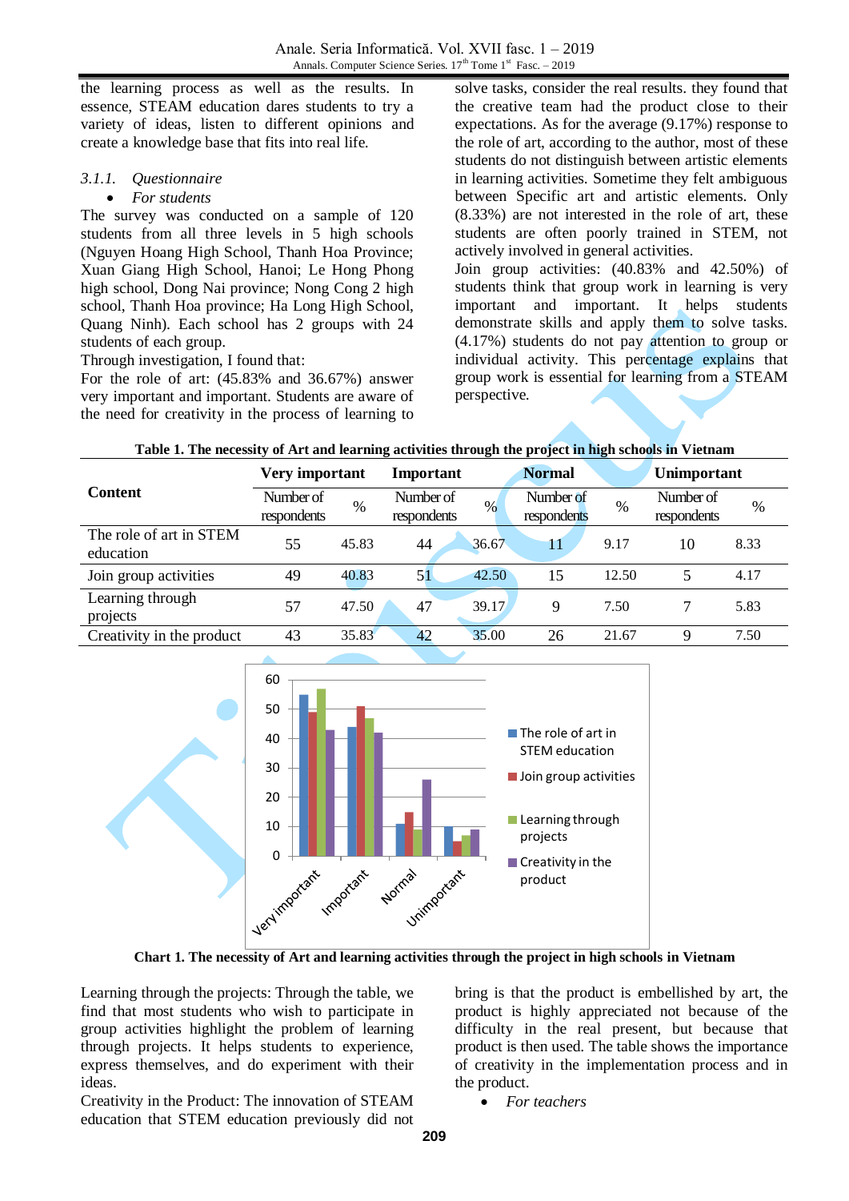the learning process as well as the results. In essence, STEAM education dares students to try a variety of ideas, listen to different opinions and create a knowledge base that fits into real life.

*3.1.1. Questionnaire*

- *For students*

The survey was conducted on a sample of 120 students from all three levels in 5 high schools (Nguyen Hoang High School, Thanh Hoa Province; Xuan Giang High School, Hanoi; Le Hong Phong high school, Dong Nai province; Nong Cong 2 high school, Thanh Hoa province; Ha Long High School, Quang Ninh). Each school has 2 groups with 24 students of each group.

Through investigation, I found that:

For the role of art: (45.83% and 36.67%) answer very important and important. Students are aware of the need for creativity in the process of learning to solve tasks, consider the real results. they found that the creative team had the product close to their expectations. As for the average (9.17%) response to the role of art, according to the author, most of these students do not distinguish between artistic elements in learning activities. Sometime they felt ambiguous between Specific art and artistic elements. Only (8.33%) are not interested in the role of art, these students are often poorly trained in STEM, not actively involved in general activities.

Join group activities: (40.83% and 42.50%) of students think that group work in learning is very important and important. It helps students demonstrate skills and apply them to solve tasks. (4.17%) students do not pay attention to group or individual activity. This percentage explains that group work is essential for learning from a STEAM perspective.

**Table 1. The necessity of Art and learning activities through the project in high schools in Vietnam**

| Content | Very important | | Important | | Normal | | Unimportant | |
|---|---|---|---|---|---|---|---|---|
| | Number of respondents | % | Number of respondents | % | Number of respondents | % | Number of respondents | % |
| The role of art in STEM education | 55 | 45.83 | 44 | 36.67 | 11 | 9.17 | 10 | 8.33 |
| Join group activities | 49 | 40.83 | 51 | 42.50 | 15 | 12.50 | 5 | 4.17 |
| Learning through projects | 57 | 47.50 | 47 | 39.17 | 9 | 7.50 | 7 | 5.83 |
| Creativity in the product | 43 | 35.83 | 42 | 35.00 | 26 | 21.67 | 9 | 7.50 |

**Chart 1. The necessity of Art and learning activities through the project in high schools in Vietnam**

Learning through the projects: Through the table, we find that most students who wish to participate in group activities highlight the problem of learning through projects. It helps students to experience, express themselves, and do experiment with their ideas.

Creativity in the Product: The innovation of STEAM education that STEM education previously did not bring is that the product is embellished by art, the product is highly appreciated not because of the difficulty in the real present, but because that product is then used. The table shows the importance of creativity in the implementation process and in the product.

- *For teachers*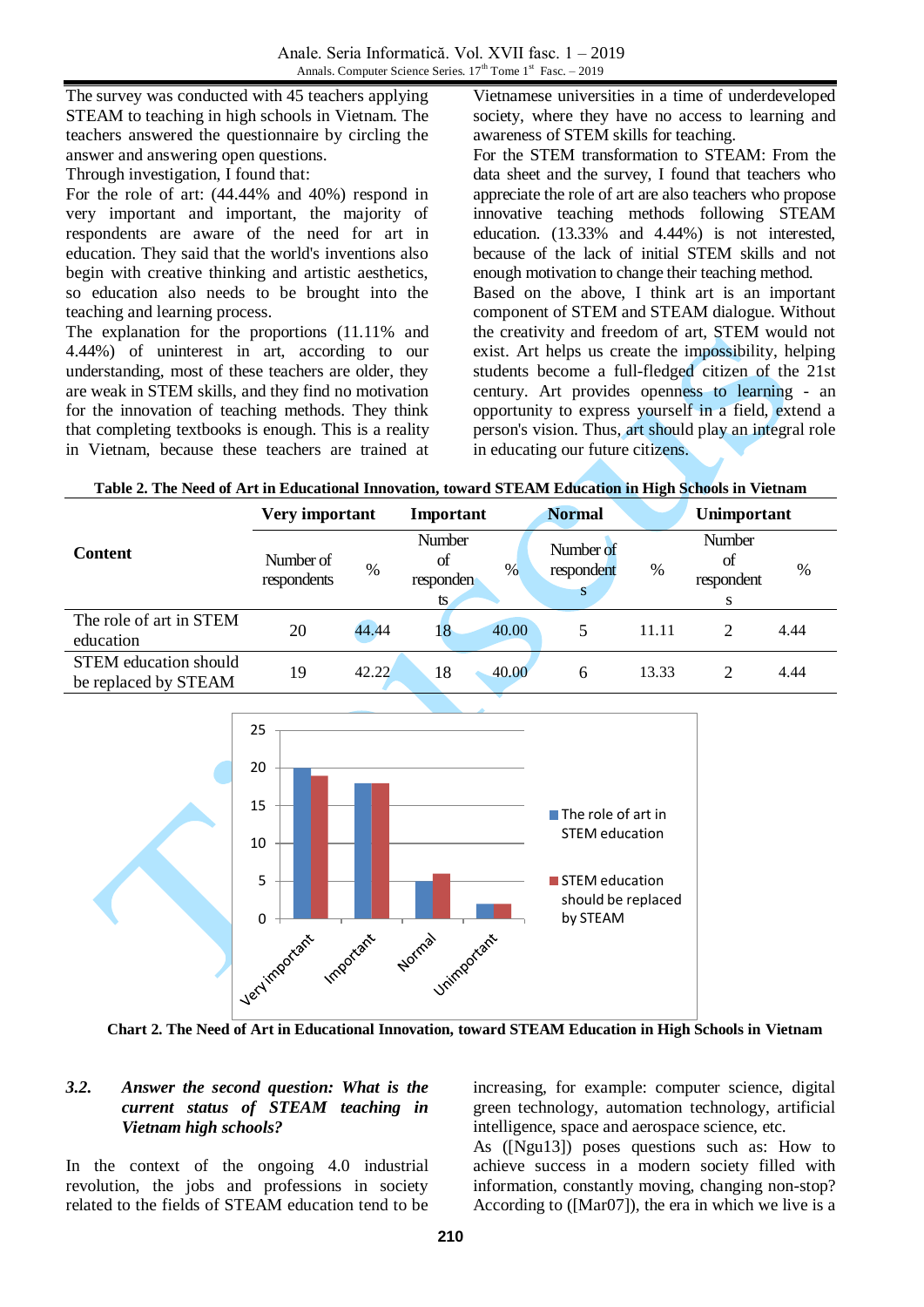The survey was conducted with 45 teachers applying STEAM to teaching in high schools in Vietnam. The teachers answered the questionnaire by circling the answer and answering open questions.

Through investigation, I found that:

For the role of art: (44.44% and 40%) respond in very important and important, the majority of respondents are aware of the need for art in education. They said that the world's inventions also begin with creative thinking and artistic aesthetics, so education also needs to be brought into the teaching and learning process.

The explanation for the proportions (11.11% and 4.44%) of uninterest in art, according to our understanding, most of these teachers are older, they are weak in STEM skills, and they find no motivation for the innovation of teaching methods. They think that completing textbooks is enough. This is a reality in Vietnam, because these teachers are trained at Vietnamese universities in a time of underdeveloped society, where they have no access to learning and awareness of STEM skills for teaching.

For the STEM transformation to STEAM: From the data sheet and the survey, I found that teachers who appreciate the role of art are also teachers who propose innovative teaching methods following STEAM education. (13.33% and 4.44%) is not interested, because of the lack of initial STEM skills and not enough motivation to change their teaching method.

Based on the above, I think art is an important component of STEM and STEAM dialogue. Without the creativity and freedom of art, STEM would not exist. Art helps us create the impossibility, helping students become a full-fledged citizen of the 21st century. Art provides openness to learning - an opportunity to express yourself in a field, extend a person's vision. Thus, art should play an integral role in educating our future citizens.

**Table 2. The Need of Art in Educational Innovation, toward STEAM Education in High Schools in Vietnam**

| Content | Very important | | Important | | Normal | | Unimportant | |
|---|---|---|---|---|---|---|---|---|
| | Number of respondents | % | Number of respondents | % | Number of respondents | % | Number of respondents | % |
| The role of art in STEM education | 20 | 44.44 | 18 | 40.00 | 5 | 11.11 | 2 | 4.44 |
| STEM education should be replaced by STEAM | 19 | 42.22 | 18 | 40.00 | 6 | 13.33 | 2 | 4.44 |

**Chart 2. The Need of Art in Educational Innovation, toward STEAM Education in High Schools in Vietnam**

### 3.2. *Answer the second question: What is the current status of STEAM teaching in Vietnam high schools?*

In the context of the ongoing 4.0 industrial revolution, the jobs and professions in society related to the fields of STEAM education tend to be increasing, for example: computer science, digital green technology, automation technology, artificial intelligence, space and aerospace science, etc.

As ([Ngu13]) poses questions such as: How to achieve success in a modern society filled with information, constantly moving, changing non-stop? According to ([Mar07]), the era in which we live is a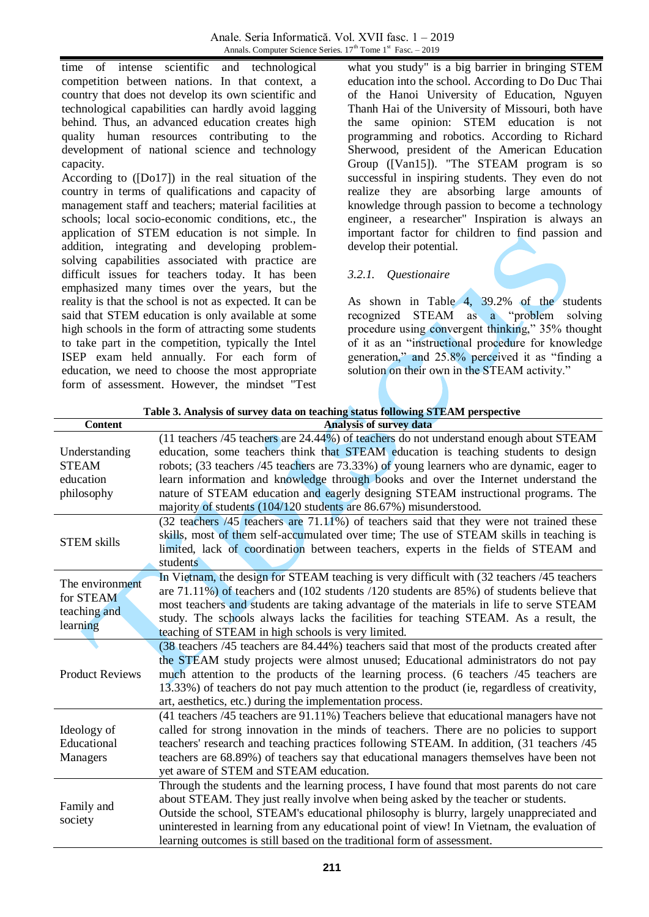time of intense scientific and technological competition between nations. In that context, a country that does not develop its own scientific and technological capabilities can hardly avoid lagging behind. Thus, an advanced education creates high quality human resources contributing to the development of national science and technology capacity.

According to ([Do17]) in the real situation of the country in terms of qualifications and capacity of management staff and teachers; material facilities at schools; local socio-economic conditions, etc., the application of STEM education is not simple. In addition, integrating and developing problem-solving capabilities associated with practice are difficult issues for teachers today. It has been emphasized many times over the years, but the reality is that the school is not as expected. It can be said that STEM education is only available at some high schools in the form of attracting some students to take part in the competition, typically the Intel ISEP exam held annually. For each form of education, we need to choose the most appropriate form of assessment. However, the mindset "Test what you study" is a big barrier in bringing STEM education into the school. According to Do Duc Thai of the Hanoi University of Education, Nguyen Thanh Hai of the University of Missouri, both have the same opinion: STEM education is not programming and robotics. According to Richard Sherwood, president of the American Education Group ([Van15]). "The STEAM program is so successful in inspiring students. They even do not realize they are absorbing large amounts of knowledge through passion to become a technology engineer, a researcher" Inspiration is always an important factor for children to find passion and develop their potential.

### 3.2.1. *Questionaire*

As shown in Table 4, 39.2% of the students recognized STEAM as a "problem solving procedure using convergent thinking," 35% thought of it as an "instructional procedure for knowledge generation," and 25.8% perceived it as "finding a solution on their own in the STEAM activity."

**Table 3. Analysis of survey data on teaching status following STEAM perspective**

| Content | Analysis of survey data |
|---|---|
| Understanding STEAM education philosophy | (11 teachers /45 teachers are 24.44%) of teachers do not understand enough about STEAM education, some teachers think that STEAM education is teaching students to design robots; (33 teachers /45 teachers are 73.33%) of young learners who are dynamic, eager to learn information and knowledge through books and over the Internet understand the nature of STEAM education and eagerly designing STEAM instructional programs. The majority of students (104/120 students are 86.67%) misunderstood. |
| STEM skills | (32 teachers /45 teachers are 71.11%) of teachers said that they were not trained these skills, most of them self-accumulated over time; The use of STEAM skills in teaching is limited, lack of coordination between teachers, experts in the fields of STEAM and students |
| The environment for STEAM teaching and learning | In Vietnam, the design for STEAM teaching is very difficult with (32 teachers /45 teachers are 71.11%) of teachers and (102 students /120 students are 85%) of students believe that most teachers and students are taking advantage of the materials in life to serve STEAM study. The schools always lacks the facilities for teaching STEAM. As a result, the teaching of STEAM in high schools is very limited. |
| Product Reviews | (38 teachers /45 teachers are 84.44%) teachers said that most of the products created after the STEAM study projects were almost unused; Educational administrators do not pay much attention to the products of the learning process. (6 teachers /45 teachers are 13.33%) of teachers do not pay much attention to the product (ie, regardless of creativity, art, aesthetics, etc.) during the implementation process. |
| Ideology of Educational Managers | (41 teachers /45 teachers are 91.11%) Teachers believe that educational managers have not called for strong innovation in the minds of teachers. There are no policies to support teachers' research and teaching practices following STEAM. In addition, (31 teachers /45 teachers are 68.89%) of teachers say that educational managers themselves have been not yet aware of STEM and STEAM education. |
| Family and society | Through the students and the learning process, I have found that most parents do not care about STEAM. They just really involve when being asked by the teacher or students. Outside the school, STEAM's educational philosophy is blurry, largely unappreciated and uninterested in learning from any educational point of view! In Vietnam, the evaluation of learning outcomes is still based on the traditional form of assessment. |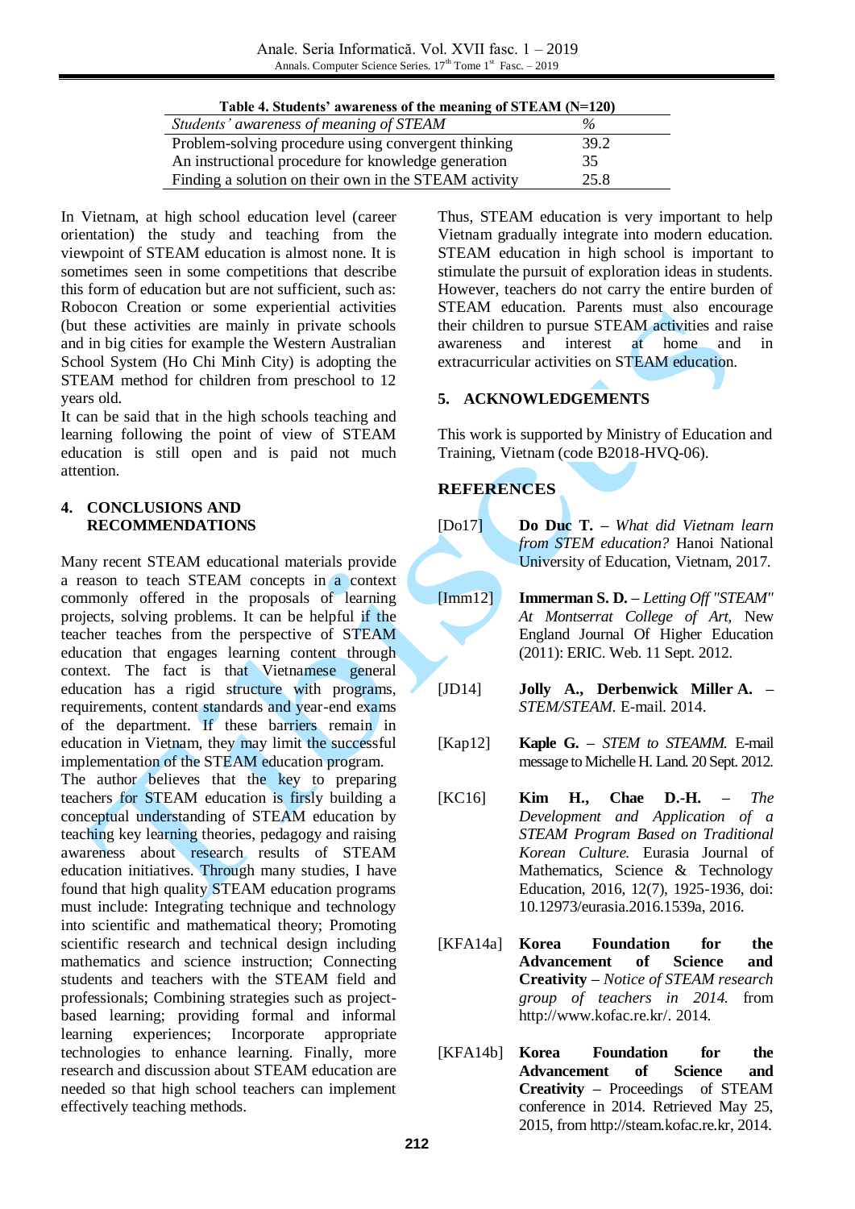**Table 4. Students' awareness of the meaning of STEAM (N=120)**

| *Students' awareness of meaning of STEAM* | *%* |
|---|---|
| Problem-solving procedure using convergent thinking | 39.2 |
| An instructional procedure for knowledge generation | 35 |
| Finding a solution on their own in the STEAM activity | 25.8 |

In Vietnam, at high school education level (career orientation) the study and teaching from the viewpoint of STEAM education is almost none. It is sometimes seen in some competitions that describe this form of education but are not sufficient, such as: Robocon Creation or some experiential activities (but these activities are mainly in private schools and in big cities for example the Western Australian School System (Ho Chi Minh City) is adopting the STEAM method for children from preschool to 12 years old.

It can be said that in the high schools teaching and learning following the point of view of STEAM education is still open and is paid not much attention.

## 4. CONCLUSIONS AND RECOMMENDATIONS

Many recent STEAM educational materials provide a reason to teach STEAM concepts in a context commonly offered in the proposals of learning projects, solving problems. It can be helpful if the teacher teaches from the perspective of STEAM education that engages learning content through context. The fact is that Vietnamese general education has a rigid structure with programs, requirements, content standards and year-end exams of the department. If these barriers remain in education in Vietnam, they may limit the successful implementation of the STEAM education program.

The author believes that the key to preparing teachers for STEAM education is firsly building a conceptual understanding of STEAM education by teaching key learning theories, pedagogy and raising awareness about research results of STEAM education initiatives. Through many studies, I have found that high quality STEAM education programs must include: Integrating technique and technology into scientific and mathematical theory; Promoting scientific research and technical design including mathematics and science instruction; Connecting students and teachers with the STEAM field and professionals; Combining strategies such as project-based learning; providing formal and informal learning experiences; Incorporate appropriate technologies to enhance learning. Finally, more research and discussion about STEAM education are needed so that high school teachers can implement effectively teaching methods.

Thus, STEAM education is very important to help Vietnam gradually integrate into modern education. STEAM education in high school is important to stimulate the pursuit of exploration ideas in students. However, teachers do not carry the entire burden of STEAM education. Parents must also encourage their children to pursue STEAM activities and raise awareness and interest at home and in extracurricular activities on STEAM education.

## 5. ACKNOWLEDGEMENTS

This work is supported by Ministry of Education and Training, Vietnam (code B2018-HVQ-06).

## REFERENCES

[Do17] **Do Duc T.** – *What did Vietnam learn from STEM education?* Hanoi National University of Education, Vietnam, 2017.

[Imm12] **Immerman S. D.** – *Letting Off "STEAM" At Montserrat College of Art*, New England Journal Of Higher Education (2011): ERIC. Web. 11 Sept. 2012.

[JD14] **Jolly A., Derbenwick Miller A.** – *STEM/STEAM.* E-mail. 2014.

[Kap12] **Kaple G.** – *STEM to STEAMM.* E-mail message to Michelle H. Land. 20 Sept. 2012.

[KC16] **Kim H., Chae D.-H.** – *The Development and Application of a STEAM Program Based on Traditional Korean Culture.* Eurasia Journal of Mathematics, Science & Technology Education, 2016, 12(7), 1925-1936, doi: 10.12973/eurasia.2016.1539a, 2016.

[KFA14a] **Korea Foundation for the Advancement of Science and Creativity** – *Notice of STEAM research group of teachers in 2014.* from http://www.kofac.re.kr/. 2014.

[KFA14b] **Korea Foundation for the Advancement of Science and Creativity** – Proceedings of STEAM conference in 2014. Retrieved May 25, 2015, from http://steam.kofac.re.kr, 2014.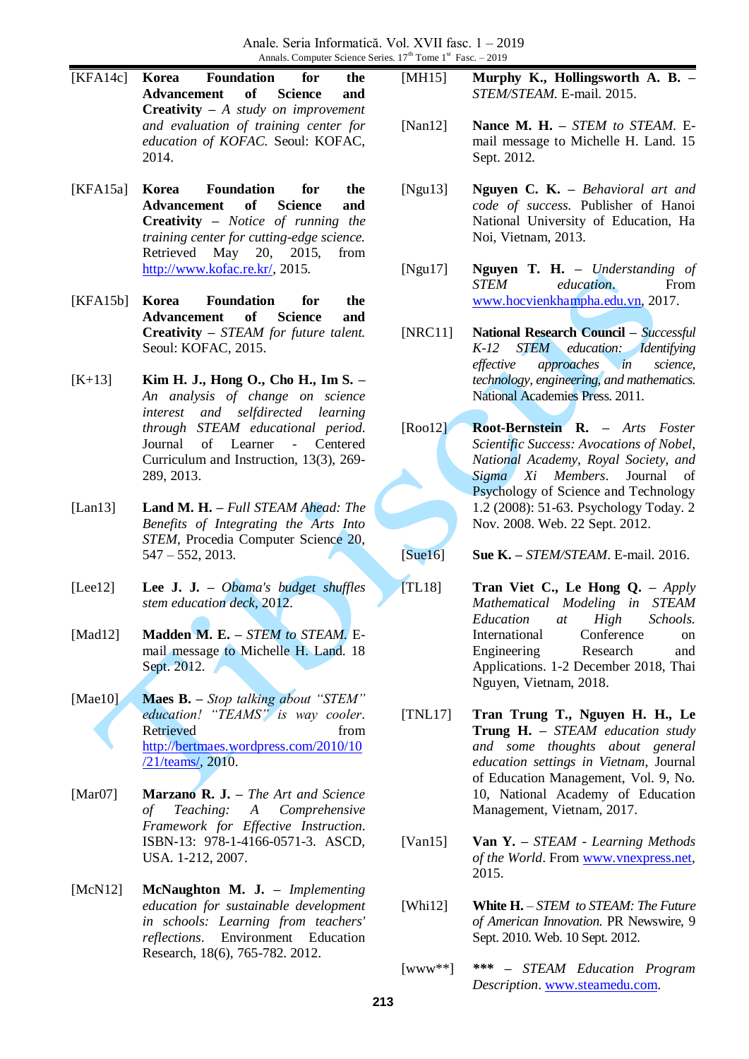[KFA14c] **Korea Foundation for the Advancement of Science and Creativity** – *A study on improvement and evaluation of training center for education of KOFAC.* Seoul: KOFAC, 2014.

[KFA15a] **Korea Foundation for the Advancement of Science and Creativity** – *Notice of running the training center for cutting-edge science.* Retrieved May 20, 2015, from http://www.kofac.re.kr/, 2015.

[KFA15b] **Korea Foundation for the Advancement of Science and Creativity** – *STEAM for future talent.* Seoul: KOFAC, 2015.

[K+13] **Kim H. J., Hong O., Cho H., Im S.** – *An analysis of change on science interest and selfdirected learning through STEAM educational period.* Journal of Learner - Centered Curriculum and Instruction, 13(3), 269-289, 2013.

[Lan13] **Land M. H.** – *Full STEAM Ahead: The Benefits of Integrating the Arts Into STEM*, Procedia Computer Science 20, 547 – 552, 2013.

[Lee12] **Lee J. J.** – *Obama's budget shuffles stem education deck*, 2012.

[Mad12] **Madden M. E.** – *STEM to STEAM.* E-mail message to Michelle H. Land. 18 Sept. 2012.

[Mae10] **Maes B.** – *Stop talking about "STEM" education! "TEAMS" is way cooler*. Retrieved from http://bertmaes.wordpress.com/2010/10/21/teams/, 2010.

[Mar07] **Marzano R. J.** – *The Art and Science of Teaching: A Comprehensive Framework for Effective Instruction*. ISBN-13: 978-1-4166-0571-3. ASCD, USA. 1-212, 2007.

[McN12] **McNaughton M. J.** – *Implementing education for sustainable development in schools: Learning from teachers' reflections*. Environment Education Research, 18(6), 765-782. 2012.

[MH15] **Murphy K., Hollingsworth A. B.** – *STEM/STEAM.* E-mail. 2015.

[Nan12] **Nance M. H.** – *STEM to STEAM.* E-mail message to Michelle H. Land. 15 Sept. 2012.

[Ngu13] **Nguyen C. K.** – *Behavioral art and code of success.* Publisher of Hanoi National University of Education, Ha Noi, Vietnam, 2013.

[Ngu17] **Nguyen T. H.** – *Understanding of STEM education.* From www.hocvienkhampha.edu.vn, 2017.

[NRC11] **National Research Council** – *Successful K-12 STEM education: Identifying effective approaches in science, technology, engineering, and mathematics.* National Academies Press. 2011.

[Roo12] **Root-Bernstein R.** – *Arts Foster Scientific Success: Avocations of Nobel, National Academy, Royal Society, and Sigma Xi Members*. Journal of Psychology of Science and Technology 1.2 (2008): 51-63. Psychology Today. 2 Nov. 2008. Web. 22 Sept. 2012.

[Sue16] **Sue K.** – *STEM/STEAM*. E-mail. 2016.

[TL18] **Tran Viet C., Le Hong Q.** – *Apply Mathematical Modeling in STEAM Education at High Schools.* International Conference on Engineering Research and Applications. 1-2 December 2018, Thai Nguyen, Vietnam, 2018.

[TNL17] **Tran Trung T., Nguyen H. H., Le Trung H.** – *STEAM education study and some thoughts about general education settings in Vietnam*, Journal of Education Management, Vol. 9, No. 10, National Academy of Education Management, Vietnam, 2017.

[Van15] **Van Y.** – *STEAM - Learning Methods of the World*. From www.vnexpress.net, 2015.

[Whi12] **White H.** – *STEM to STEAM: The Future of American Innovation.* PR Newswire, 9 Sept. 2010. Web. 10 Sept. 2012.

[www**] **\*\*\*** – *STEAM Education Program Description*. www.steamedu.com.